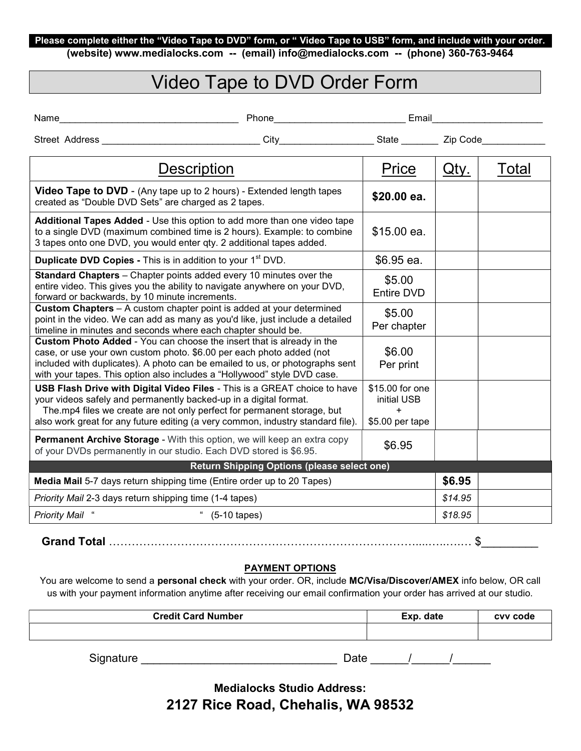**Please complete either the “Video Tape to DVD” form, or “ Video Tape to USB” form, and include with your order.**
**(website) www.medialocks.com -- (email) info@medialocks.com -- (phone) 360-763-9464**

# Video Tape to DVD Order Form

Name__________________________________ Phone_________________________ Email_____________________

Street Address ______________________________ City__________________ State _______ Zip Code____________

| Description | Price | Qty. | Total |
|---|---|---|---|
| **Video Tape to DVD** - (Any tape up to 2 hours) - Extended length tapes created as “Double DVD Sets” are charged as 2 tapes. | **$20.00 ea.** | | |
| **Additional Tapes Added** - Use this option to add more than one video tape to a single DVD (maximum combined time is 2 hours). Example: to combine 3 tapes onto one DVD, you would enter qty. 2 additional tapes added. | $15.00 ea. | | |
| **Duplicate DVD Copies -** This is in addition to your 1st DVD. | $6.95 ea. | | |
| **Standard Chapters** – Chapter points added every 10 minutes over the entire video. This gives you the ability to navigate anywhere on your DVD, forward or backwards, by 10 minute increments. | $5.00 Entire DVD | | |
| **Custom Chapters** – A custom chapter point is added at your determined point in the video. We can add as many as you'd like, just include a detailed timeline in minutes and seconds where each chapter should be. | $5.00 Per chapter | | |
| **Custom Photo Added** - You can choose the insert that is already in the case, or use your own custom photo. $6.00 per each photo added (not included with duplicates). A photo can be emailed to us, or photographs sent with your tapes. This option also includes a “Hollywood” style DVD case. | $6.00 Per print | | |
| **USB Flash Drive with Digital Video Files** - This is a GREAT choice to have your videos safely and permanently backed-up in a digital format. The.mp4 files we create are not only perfect for permanent storage, but also work great for any future editing (a very common, industry standard file). | $15.00 for one initial USB + $5.00 per tape | | |
| **Permanent Archive Storage** - With this option, we will keep an extra copy of your DVDs permanently in our studio. Each DVD stored is $6.95. | $6.95 | | |
| **Return Shipping Options (please select one)** | | | |
| **Media Mail** 5-7 days return shipping time (Entire order up to 20 Tapes) | | **$6.95** | |
| *Priority Mail* 2-3 days return shipping time (1-4 tapes) | | *$14.95* | |
| *Priority Mail* “ “ (5-10 tapes) | | *$18.95* | |

**Grand Total** ………………………………………………………………………………… $_________

**PAYMENT OPTIONS**

You are welcome to send a **personal check** with your order. OR, include **MC/Visa/Discover/AMEX** info below, OR call us with your payment information anytime after receiving our email confirmation your order has arrived at our studio.

| Credit Card Number | Exp. date | cvv code |
|---|---|---|
| | | |

Signature _______________________________ Date ______/______/______

**Medialocks Studio Address:**

**2127 Rice Road, Chehalis, WA 98532**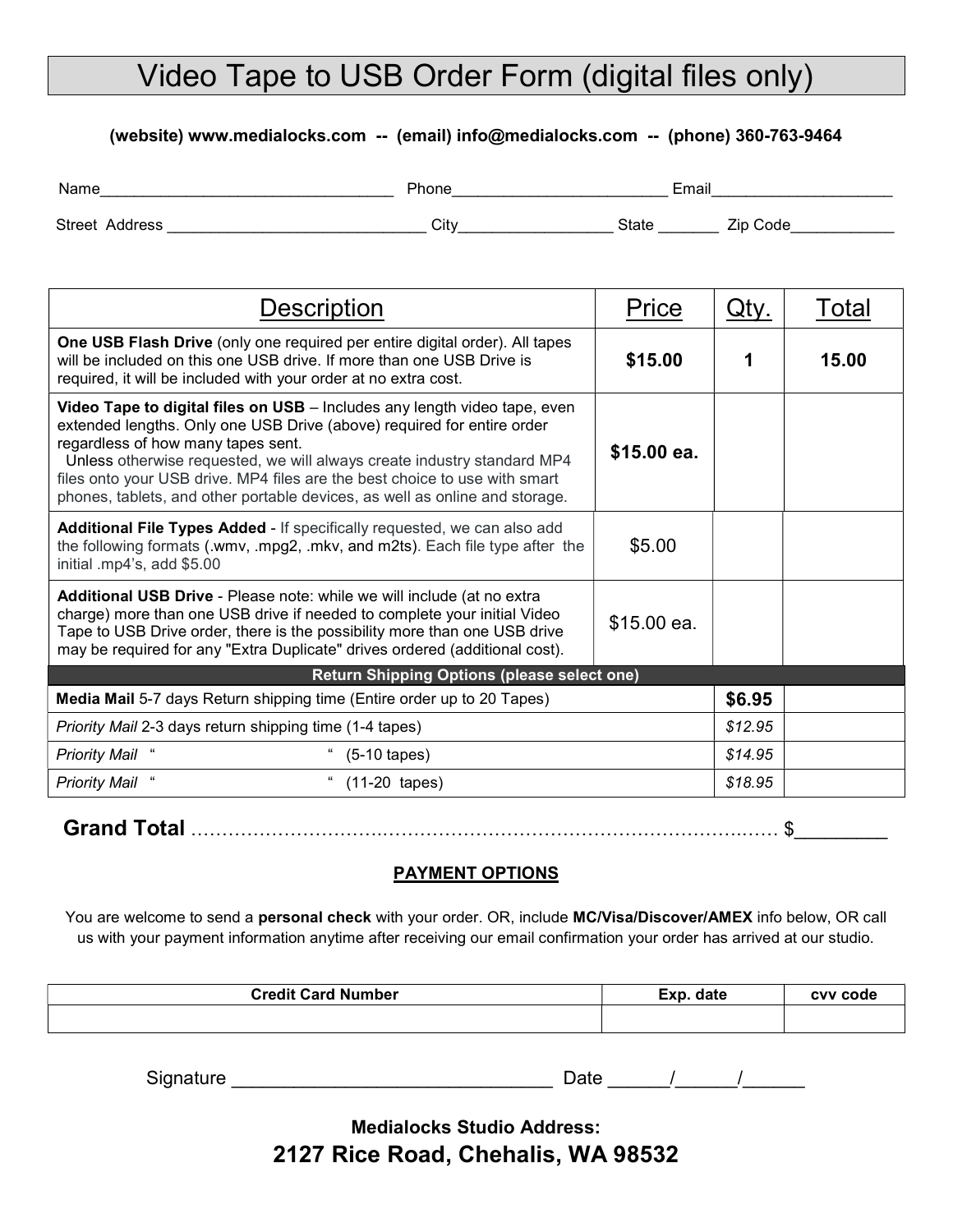# Video Tape to USB Order Form (digital files only)

**(website) www.medialocks.com -- (email) info@medialocks.com -- (phone) 360-763-9464**

Name__________________________________ Phone________________________ Email____________________

Street Address ______________________________ City_________________ State _______ Zip Code____________

| Description | Price | Qty. | Total |
|---|---|---|---|
| **One USB Flash Drive** (only one required per entire digital order). All tapes will be included on this one USB drive. If more than one USB Drive is required, it will be included with your order at no extra cost. | **$15.00** | **1** | **15.00** |
| **Video Tape to digital files on USB** – Includes any length video tape, even extended lengths. Only one USB Drive (above) required for entire order regardless of how many tapes sent. Unless otherwise requested, we will always create industry standard MP4 files onto your USB drive. MP4 files are the best choice to use with smart phones, tablets, and other portable devices, as well as online and storage. | **$15.00 ea.** | | |
| **Additional File Types Added** - If specifically requested, we can also add the following formats (.wmv, .mpg2, .mkv, and m2ts). Each file type after the initial .mp4's, add $5.00 | $5.00 | | |
| **Additional USB Drive** - Please note: while we will include (at no extra charge) more than one USB drive if needed to complete your initial Video Tape to USB Drive order, there is the possibility more than one USB drive may be required for any "Extra Duplicate" drives ordered (additional cost). | $15.00 ea. | | |

**Return Shipping Options (please select one)**

| | | |
|---|---|---|
| **Media Mail** 5-7 days Return shipping time (Entire order up to 20 Tapes) | **$6.95** | |
| *Priority Mail* 2-3 days return shipping time (1-4 tapes) | *$12.95* | |
| *Priority Mail* " " (5-10 tapes) | *$14.95* | |
| *Priority Mail* " " (11-20 tapes) | *$18.95* | |

**Grand Total** ........................................................................................ $________

**PAYMENT OPTIONS**

You are welcome to send a **personal check** with your order. OR, include **MC/Visa/Discover/AMEX** info below, OR call us with your payment information anytime after receiving our email confirmation your order has arrived at our studio.

| Credit Card Number | Exp. date | cvv code |
|---|---|---|
| | | |

Signature _______________________________ Date ______/______/______

**Medialocks Studio Address:**

**2127 Rice Road, Chehalis, WA 98532**